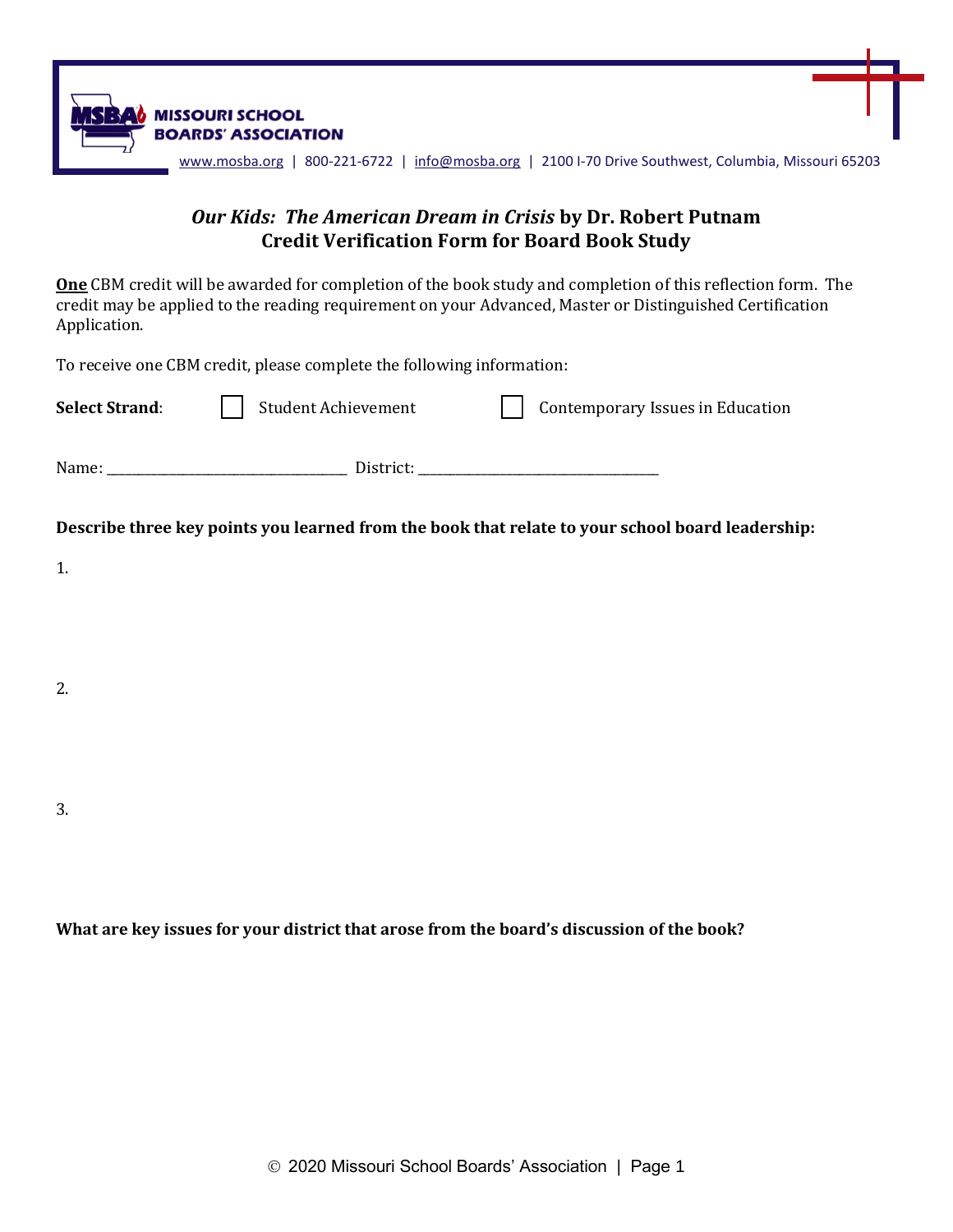**MISSOURI SCHOOL BOARDS' ASSOCIATION**

www.mosba.org | 800-221-6722 | info@mosba.org | 2100 I-70 Drive Southwest, Columbia, Missouri 65203

## *Our Kids: The American Dream in Crisis* by Dr. Robert Putnam
## Credit Verification Form for Board Book Study

**One** CBM credit will be awarded for completion of the book study and completion of this reflection form. The credit may be applied to the reading requirement on your Advanced, Master or Distinguished Certification Application.

To receive one CBM credit, please complete the following information:

**Select Strand**: ☐ Student Achievement ☐ Contemporary Issues in Education

Name: ___________________________________ District: ___________________________________

**Describe three key points you learned from the book that relate to your school board leadership:**

1.

2.

3.

**What are key issues for your district that arose from the board's discussion of the book?**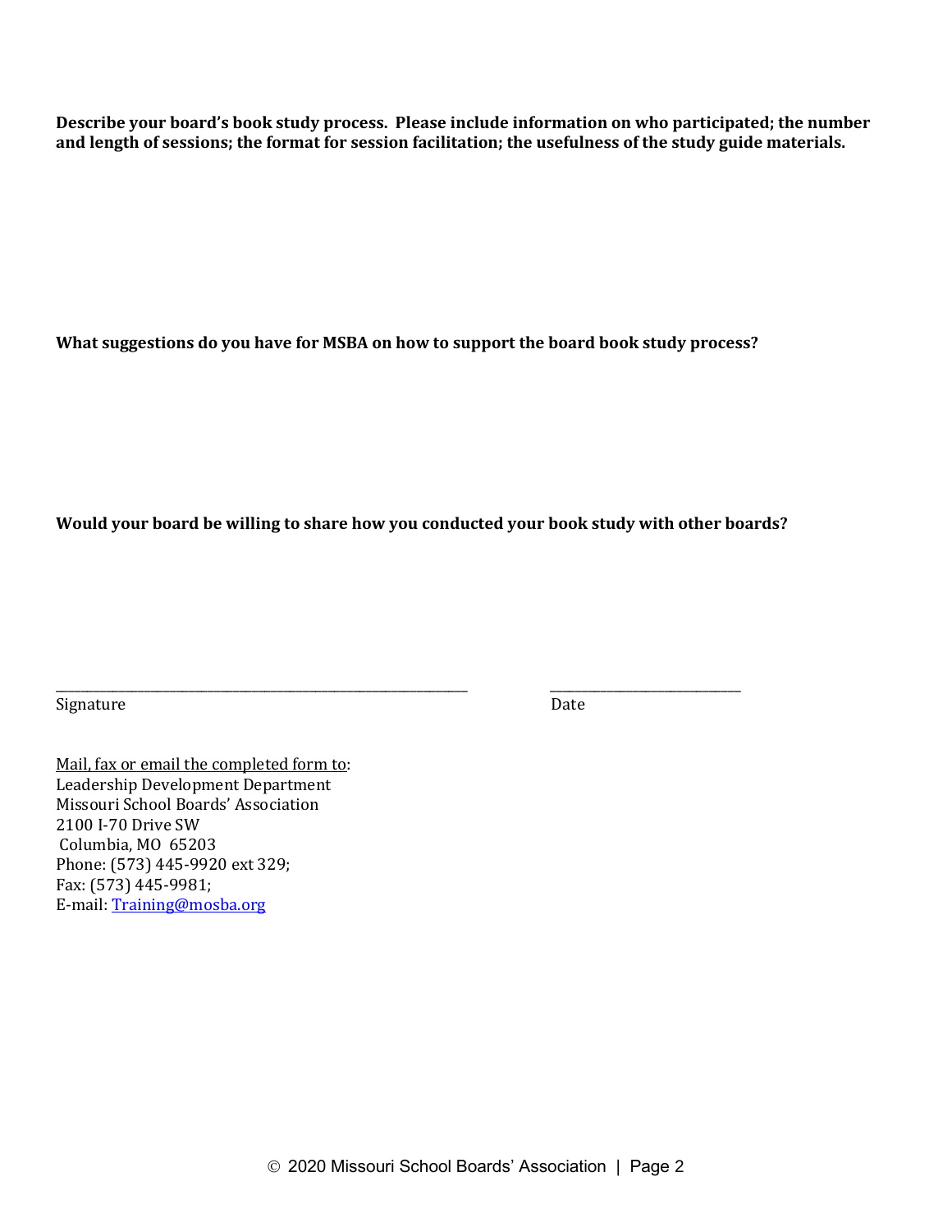**Describe your board's book study process. Please include information on who participated; the number and length of sessions; the format for session facilitation; the usefulness of the study guide materials.**

**What suggestions do you have for MSBA on how to support the board book study process?**

**Would your board be willing to share how you conducted your book study with other boards?**

_______________________________________________ _______________________

Signature Date

Mail, fax or email the completed form to:
Leadership Development Department
Missouri School Boards' Association
2100 I-70 Drive SW
Columbia, MO 65203
Phone: (573) 445-9920 ext 329;
Fax: (573) 445-9981;
E-mail: [Training@mosba.org](mailto:Training@mosba.org)

© 2020 Missouri School Boards' Association